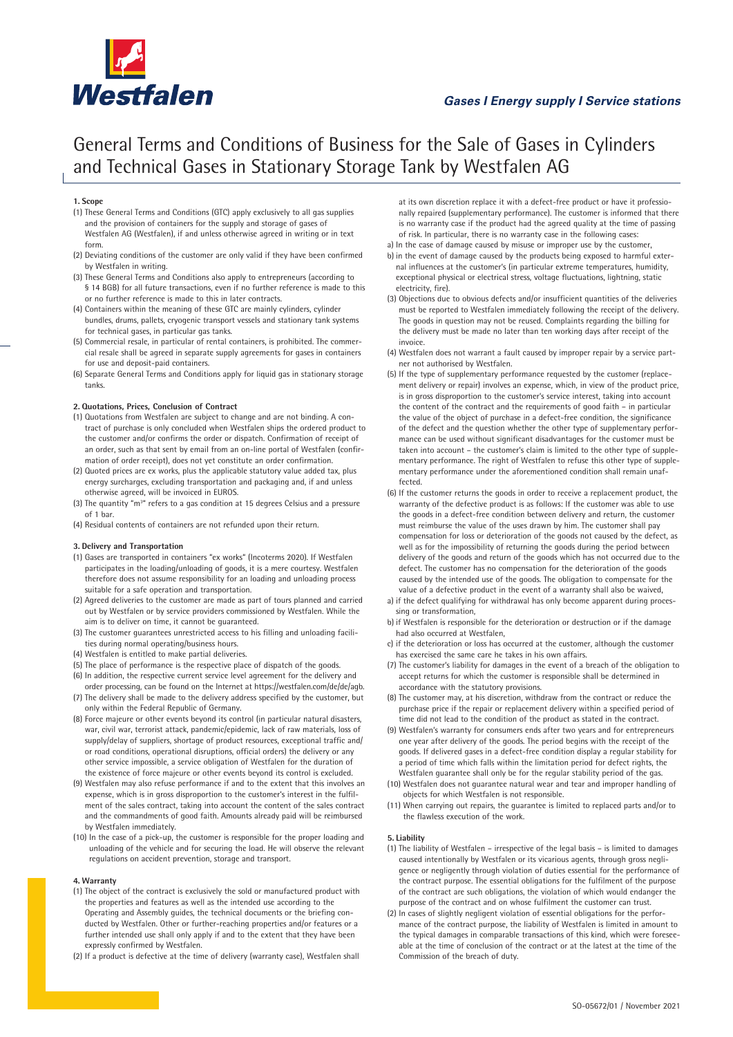Westfalen

*Gases I Energy supply I Service stations*

# General Terms and Conditions of Business for the Sale of Gases in Cylinders and Technical Gases in Stationary Storage Tank by Westfalen AG

**1. Scope**

(1) These General Terms and Conditions (GTC) apply exclusively to all gas supplies and the provision of containers for the supply and storage of gases of Westfalen AG (Westfalen), if and unless otherwise agreed in writing or in text form.

(2) Deviating conditions of the customer are only valid if they have been confirmed by Westfalen in writing.

(3) These General Terms and Conditions also apply to entrepreneurs (according to § 14 BGB) for all future transactions, even if no further reference is made to this or no further reference is made to this in later contracts.

(4) Containers within the meaning of these GTC are mainly cylinders, cylinder bundles, drums, pallets, cryogenic transport vessels and stationary tank systems for technical gases, in particular gas tanks.

(5) Commercial resale, in particular of rental containers, is prohibited. The commercial resale shall be agreed in separate supply agreements for gases in containers for use and deposit-paid containers.

(6) Separate General Terms and Conditions apply for liquid gas in stationary storage tanks.

**2. Quotations, Prices, Conclusion of Contract**

(1) Quotations from Westfalen are subject to change and are not binding. A contract of purchase is only concluded when Westfalen ships the ordered product to the customer and/or confirms the order or dispatch. Confirmation of receipt of an order, such as that sent by email from an on-line portal of Westfalen (confirmation of order receipt), does not yet constitute an order confirmation.

(2) Quoted prices are ex works, plus the applicable statutory value added tax, plus energy surcharges, excluding transportation and packaging and, if and unless otherwise agreed, will be invoiced in EUROS.

(3) The quantity "m³" refers to a gas condition at 15 degrees Celsius and a pressure of 1 bar.

(4) Residual contents of containers are not refunded upon their return.

**3. Delivery and Transportation**

(1) Gases are transported in containers "ex works" (Incoterms 2020). If Westfalen participates in the loading/unloading of goods, it is a mere courtesy. Westfalen therefore does not assume responsibility for an loading and unloading process suitable for a safe operation and transportation.

(2) Agreed deliveries to the customer are made as part of tours planned and carried out by Westfalen or by service providers commissioned by Westfalen. While the aim is to deliver on time, it cannot be guaranteed.

(3) The customer guarantees unrestricted access to his filling and unloading facilities during normal operating/business hours.

(4) Westfalen is entitled to make partial deliveries.

(5) The place of performance is the respective place of dispatch of the goods.

(6) In addition, the respective current service level agreement for the delivery and order processing, can be found on the Internet at https://westfalen.com/de/de/agb.

(7) The delivery shall be made to the delivery address specified by the customer, but only within the Federal Republic of Germany.

(8) Force majeure or other events beyond its control (in particular natural disasters, war, civil war, terrorist attack, pandemic/epidemic, lack of raw materials, loss of supply/delay of suppliers, shortage of product resources, exceptional traffic and/or road conditions, operational disruptions, official orders) the delivery or any other service impossible, a service obligation of Westfalen for the duration of the existence of force majeure or other events beyond its control is excluded.

(9) Westfalen may also refuse performance if and to the extent that this involves an expense, which is in gross disproportion to the customer's interest in the fulfilment of the sales contract, taking into account the content of the sales contract and the commandments of good faith. Amounts already paid will be reimbursed by Westfalen immediately.

(10) In the case of a pick-up, the customer is responsible for the proper loading and unloading of the vehicle and for securing the load. He will observe the relevant regulations on accident prevention, storage and transport.

**4. Warranty**

(1) The object of the contract is exclusively the sold or manufactured product with the properties and features as well as the intended use according to the Operating and Assembly guides, the technical documents or the briefing conducted by Westfalen. Other or further-reaching properties and/or features or a further intended use shall only apply if and to the extent that they have been expressly confirmed by Westfalen.

(2) If a product is defective at the time of delivery (warranty case), Westfalen shall at its own discretion replace it with a defect-free product or have it professionally repaired (supplementary performance). The customer is informed that there is no warranty case if the product had the agreed quality at the time of passing of risk. In particular, there is no warranty case in the following cases:

a) In the case of damage caused by misuse or improper use by the customer,

b) in the event of damage caused by the products being exposed to harmful external influences at the customer's (in particular extreme temperatures, humidity, exceptional physical or electrical stress, voltage fluctuations, lightning, static electricity, fire).

(3) Objections due to obvious defects and/or insufficient quantities of the deliveries must be reported to Westfalen immediately following the receipt of the delivery. The goods in question may not be reused. Complaints regarding the billing for the delivery must be made no later than ten working days after receipt of the invoice.

(4) Westfalen does not warrant a fault caused by improper repair by a service partner not authorised by Westfalen.

(5) If the type of supplementary performance requested by the customer (replacement delivery or repair) involves an expense, which, in view of the product price, is in gross disproportion to the customer's service interest, taking into account the content of the contract and the requirements of good faith – in particular the value of the object of purchase in a defect-free condition, the significance of the defect and the question whether the other type of supplementary performance can be used without significant disadvantages for the customer must be taken into account – the customer's claim is limited to the other type of supplementary performance. The right of Westfalen to refuse this other type of supplementary performance under the aforementioned condition shall remain unaffected.

(6) If the customer returns the goods in order to receive a replacement product, the warranty of the defective product is as follows: If the customer was able to use the goods in a defect-free condition between delivery and return, the customer must reimburse the value of the uses drawn by him. The customer shall pay compensation for loss or deterioration of the goods not caused by the defect, as well as for the impossibility of returning the goods during the period between delivery of the goods and return of the goods which has not occurred due to the defect. The customer has no compensation for the deterioration of the goods caused by the intended use of the goods. The obligation to compensate for the value of a defective product in the event of a warranty shall also be waived,

a) if the defect qualifying for withdrawal has only become apparent during processing or transformation,

b) if Westfalen is responsible for the deterioration or destruction or if the damage had also occurred at Westfalen,

c) if the deterioration or loss has occurred at the customer, although the customer has exercised the same care he takes in his own affairs.

(7) The customer's liability for damages in the event of a breach of the obligation to accept returns for which the customer is responsible shall be determined in accordance with the statutory provisions.

(8) The customer may, at his discretion, withdraw from the contract or reduce the purchase price if the repair or replacement delivery within a specified period of time did not lead to the condition of the product as stated in the contract.

(9) Westfalen's warranty for consumers ends after two years and for entrepreneurs one year after delivery of the goods. The period begins with the receipt of the goods. If delivered gases in a defect-free condition display a regular stability for a period of time which falls within the limitation period for defect rights, the Westfalen guarantee shall only be for the regular stability period of the gas.

(10) Westfalen does not guarantee natural wear and tear and improper handling of objects for which Westfalen is not responsible.

(11) When carrying out repairs, the guarantee is limited to replaced parts and/or to the flawless execution of the work.

**5. Liability**

(1) The liability of Westfalen – irrespective of the legal basis – is limited to damages caused intentionally by Westfalen or its vicarious agents, through gross negligence or negligently through violation of duties essential for the performance of the contract purpose. The essential obligations for the fulfilment of the purpose of the contract are such obligations, the violation of which would endanger the purpose of the contract and on whose fulfilment the customer can trust.

(2) In cases of slightly negligent violation of essential obligations for the performance of the contract purpose, the liability of Westfalen is limited in amount to the typical damages in comparable transactions of this kind, which were foreseeable at the time of conclusion of the contract or at the latest at the time of the Commission of the breach of duty.

SO-05672/01 / November 2021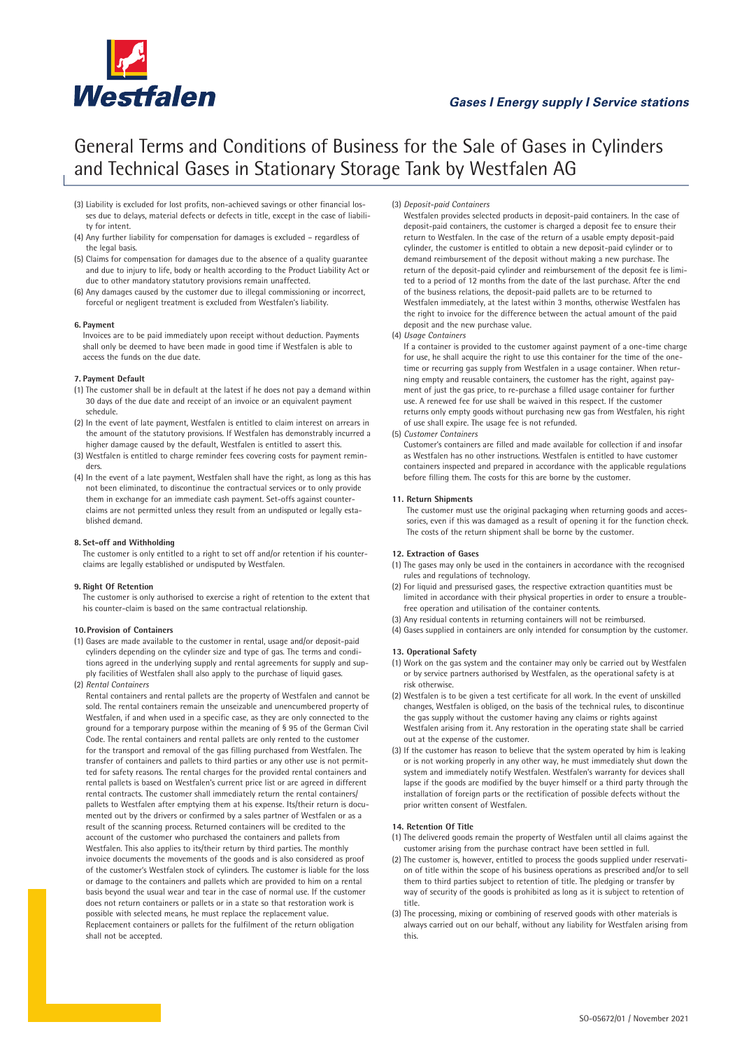# General Terms and Conditions of Business for the Sale of Gases in Cylinders and Technical Gases in Stationary Storage Tank by Westfalen AG

(3) Liability is excluded for lost profits, non-achieved savings or other financial losses due to delays, material defects or defects in title, except in the case of liability for intent.

(4) Any further liability for compensation for damages is excluded – regardless of the legal basis.

(5) Claims for compensation for damages due to the absence of a quality guarantee and due to injury to life, body or health according to the Product Liability Act or due to other mandatory statutory provisions remain unaffected.

(6) Any damages caused by the customer due to illegal commissioning or incorrect, forceful or negligent treatment is excluded from Westfalen's liability.

**6. Payment**

Invoices are to be paid immediately upon receipt without deduction. Payments shall only be deemed to have been made in good time if Westfalen is able to access the funds on the due date.

**7. Payment Default**

(1) The customer shall be in default at the latest if he does not pay a demand within 30 days of the due date and receipt of an invoice or an equivalent payment schedule.

(2) In the event of late payment, Westfalen is entitled to claim interest on arrears in the amount of the statutory provisions. If Westfalen has demonstrably incurred a higher damage caused by the default, Westfalen is entitled to assert this.

(3) Westfalen is entitled to charge reminder fees covering costs for payment reminders.

(4) In the event of a late payment, Westfalen shall have the right, as long as this has not been eliminated, to discontinue the contractual services or to only provide them in exchange for an immediate cash payment. Set-offs against counter-claims are not permitted unless they result from an undisputed or legally established demand.

**8. Set-off and Withholding**

The customer is only entitled to a right to set off and/or retention if his counter-claims are legally established or undisputed by Westfalen.

**9. Right Of Retention**

The customer is only authorised to exercise a right of retention to the extent that his counter-claim is based on the same contractual relationship.

**10. Provision of Containers**

(1) Gases are made available to the customer in rental, usage and/or deposit-paid cylinders depending on the cylinder size and type of gas. The terms and conditions agreed in the underlying supply and rental agreements for supply and supply facilities of Westfalen shall also apply to the purchase of liquid gases.

(2) *Rental Containers*

Rental containers and rental pallets are the property of Westfalen and cannot be sold. The rental containers remain the unseizable and unencumbered property of Westfalen, if and when used in a specific case, as they are only connected to the ground for a temporary purpose within the meaning of § 95 of the German Civil Code. The rental containers and rental pallets are only rented to the customer for the transport and removal of the gas filling purchased from Westfalen. The transfer of containers and pallets to third parties or any other use is not permitted for safety reasons. The rental charges for the provided rental containers and rental pallets is based on Westfalen's current price list or are agreed in different rental contracts. The customer shall immediately return the rental containers/pallets to Westfalen after emptying them at his expense. Its/their return is documented out by the drivers or confirmed by a sales partner of Westfalen or as a result of the scanning process. Returned containers will be credited to the account of the customer who purchased the containers and pallets from Westfalen. This also applies to its/their return by third parties. The monthly invoice documents the movements of the goods and is also considered as proof of the customer's Westfalen stock of cylinders. The customer is liable for the loss or damage to the containers and pallets which are provided to him on a rental basis beyond the usual wear and tear in the case of normal use. If the customer does not return containers or pallets or in a state so that restoration work is possible with selected means, he must replace the replacement value. Replacement containers or pallets for the fulfilment of the return obligation shall not be accepted.

(3) *Deposit-paid Containers*

Westfalen provides selected products in deposit-paid containers. In the case of deposit-paid containers, the customer is charged a deposit fee to ensure their return to Westfalen. In the case of the return of a usable empty deposit-paid cylinder, the customer is entitled to obtain a new deposit-paid cylinder or to demand reimbursement of the deposit without making a new purchase. The return of the deposit-paid cylinder and reimbursement of the deposit fee is limited to a period of 12 months from the date of the last purchase. After the end of the business relations, the deposit-paid pallets are to be returned to Westfalen immediately, at the latest within 3 months, otherwise Westfalen has the right to invoice for the difference between the actual amount of the paid deposit and the new purchase value.

(4) *Usage Containers*

If a container is provided to the customer against payment of a one-time charge for use, he shall acquire the right to use this container for the time of the one-time or recurring gas supply from Westfalen in a usage container. When returning empty and reusable containers, the customer has the right, against payment of just the gas price, to re-purchase a filled usage container for further use. A renewed fee for use shall be waived in this respect. If the customer returns only empty goods without purchasing new gas from Westfalen, his right of use shall expire. The usage fee is not refunded.

(5) *Customer Containers*

Customer's containers are filled and made available for collection if and insofar as Westfalen has no other instructions. Westfalen is entitled to have customer containers inspected and prepared in accordance with the applicable regulations before filling them. The costs for this are borne by the customer.

**11. Return Shipments**

The customer must use the original packaging when returning goods and accessories, even if this was damaged as a result of opening it for the function check. The costs of the return shipment shall be borne by the customer.

**12. Extraction of Gases**

(1) The gases may only be used in the containers in accordance with the recognised rules and regulations of technology.

(2) For liquid and pressurised gases, the respective extraction quantities must be limited in accordance with their physical properties in order to ensure a trouble-free operation and utilisation of the container contents.

(3) Any residual contents in returning containers will not be reimbursed.

(4) Gases supplied in containers are only intended for consumption by the customer.

**13. Operational Safety**

(1) Work on the gas system and the container may only be carried out by Westfalen or by service partners authorised by Westfalen, as the operational safety is at risk otherwise.

(2) Westfalen is to be given a test certificate for all work. In the event of unskilled changes, Westfalen is obliged, on the basis of the technical rules, to discontinue the gas supply without the customer having any claims or rights against Westfalen arising from it. Any restoration in the operating state shall be carried out at the expense of the customer.

(3) If the customer has reason to believe that the system operated by him is leaking or is not working properly in any other way, he must immediately shut down the system and immediately notify Westfalen. Westfalen's warranty for devices shall lapse if the goods are modified by the buyer himself or a third party through the installation of foreign parts or the rectification of possible defects without the prior written consent of Westfalen.

**14. Retention Of Title**

(1) The delivered goods remain the property of Westfalen until all claims against the customer arising from the purchase contract have been settled in full.

(2) The customer is, however, entitled to process the goods supplied under reservation of title within the scope of his business operations as prescribed and/or to sell them to third parties subject to retention of title. The pledging or transfer by way of security of the goods is prohibited as long as it is subject to retention of title.

(3) The processing, mixing or combining of reserved goods with other materials is always carried out on our behalf, without any liability for Westfalen arising from this.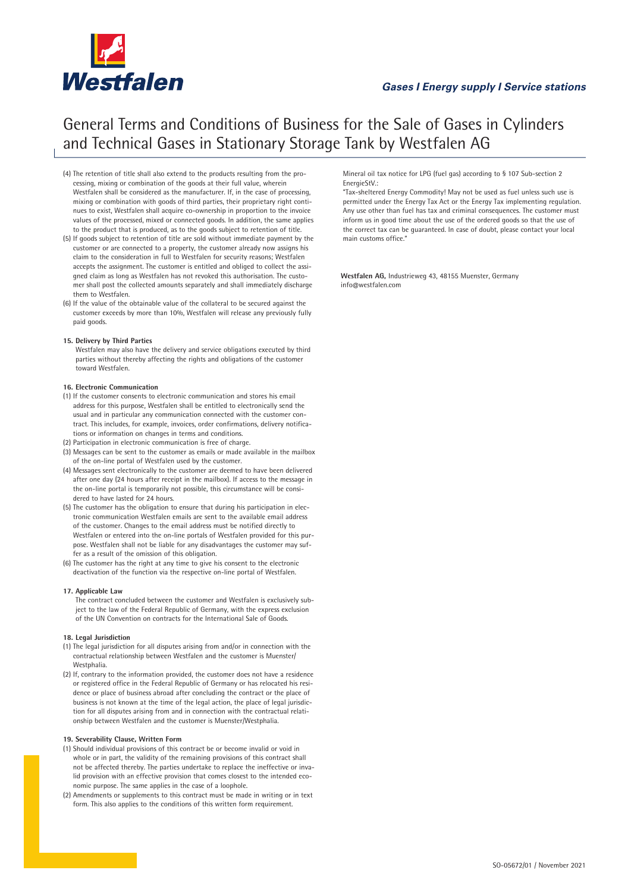(4) The retention of title shall also extend to the products resulting from the processing, mixing or combination of the goods at their full value, wherein Westfalen shall be considered as the manufacturer. If, in the case of processing, mixing or combination with goods of third parties, their proprietary right continues to exist, Westfalen shall acquire co-ownership in proportion to the invoice values of the processed, mixed or connected goods. In addition, the same applies to the product that is produced, as to the goods subject to retention of title.

(5) If goods subject to retention of title are sold without immediate payment by the customer or are connected to a property, the customer already now assigns his claim to the consideration in full to Westfalen for security reasons; Westfalen accepts the assignment. The customer is entitled and obliged to collect the assigned claim as long as Westfalen has not revoked this authorisation. The customer shall post the collected amounts separately and shall immediately discharge them to Westfalen.

(6) If the value of the obtainable value of the collateral to be secured against the customer exceeds by more than 10%, Westfalen will release any previously fully paid goods.

**15. Delivery by Third Parties**

Westfalen may also have the delivery and service obligations executed by third parties without thereby affecting the rights and obligations of the customer toward Westfalen.

**16. Electronic Communication**

(1) If the customer consents to electronic communication and stores his email address for this purpose, Westfalen shall be entitled to electronically send the usual and in particular any communication connected with the customer contract. This includes, for example, invoices, order confirmations, delivery notifications or information on changes in terms and conditions.

(2) Participation in electronic communication is free of charge.

(3) Messages can be sent to the customer as emails or made available in the mailbox of the on-line portal of Westfalen used by the customer.

(4) Messages sent electronically to the customer are deemed to have been delivered after one day (24 hours after receipt in the mailbox). If access to the message in the on-line portal is temporarily not possible, this circumstance will be considered to have lasted for 24 hours.

(5) The customer has the obligation to ensure that during his participation in electronic communication Westfalen emails are sent to the available email address of the customer. Changes to the email address must be notified directly to Westfalen or entered into the on-line portals of Westfalen provided for this purpose. Westfalen shall not be liable for any disadvantages the customer may suffer as a result of the omission of this obligation.

(6) The customer has the right at any time to give his consent to the electronic deactivation of the function via the respective on-line portal of Westfalen.

**17. Applicable Law**

The contract concluded between the customer and Westfalen is exclusively subject to the law of the Federal Republic of Germany, with the express exclusion of the UN Convention on contracts for the International Sale of Goods.

**18. Legal Jurisdiction**

(1) The legal jurisdiction for all disputes arising from and/or in connection with the contractual relationship between Westfalen and the customer is Muenster/Westphalia.

(2) If, contrary to the information provided, the customer does not have a residence or registered office in the Federal Republic of Germany or has relocated his residence or place of business abroad after concluding the contract or the place of business is not known at the time of the legal action, the place of legal jurisdiction for all disputes arising from and in connection with the contractual relationship between Westfalen and the customer is Muenster/Westphalia.

**19. Severability Clause, Written Form**

(1) Should individual provisions of this contract be or become invalid or void in whole or in part, the validity of the remaining provisions of this contract shall not be affected thereby. The parties undertake to replace the ineffective or invalid provision with an effective provision that comes closest to the intended economic purpose. The same applies in the case of a loophole.

(2) Amendments or supplements to this contract must be made in writing or in text form. This also applies to the conditions of this written form requirement.

Mineral oil tax notice for LPG (fuel gas) according to § 107 Sub-section 2 EnergieStV.:

"Tax-sheltered Energy Commodity! May not be used as fuel unless such use is permitted under the Energy Tax Act or the Energy Tax implementing regulation. Any use other than fuel has tax and criminal consequences. The customer must inform us in good time about the use of the ordered goods so that the use of the correct tax can be guaranteed. In case of doubt, please contact your local main customs office."

**Westfalen AG,** Industrieweg 43, 48155 Muenster, Germany
info@westfalen.com

SO-05672/01 / November 2021